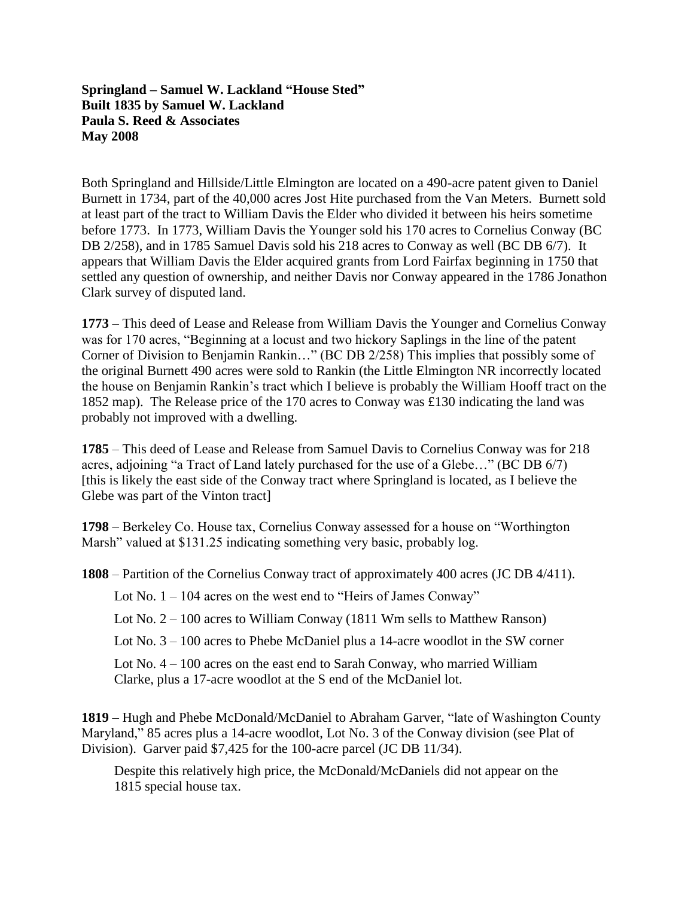**Springland – Samuel W. Lackland "House Sted"**
**Built 1835 by Samuel W. Lackland**
**Paula S. Reed & Associates**
**May 2008**

Both Springland and Hillside/Little Elmington are located on a 490-acre patent given to Daniel Burnett in 1734, part of the 40,000 acres Jost Hite purchased from the Van Meters. Burnett sold at least part of the tract to William Davis the Elder who divided it between his heirs sometime before 1773. In 1773, William Davis the Younger sold his 170 acres to Cornelius Conway (BC DB 2/258), and in 1785 Samuel Davis sold his 218 acres to Conway as well (BC DB 6/7). It appears that William Davis the Elder acquired grants from Lord Fairfax beginning in 1750 that settled any question of ownership, and neither Davis nor Conway appeared in the 1786 Jonathon Clark survey of disputed land.

**1773** – This deed of Lease and Release from William Davis the Younger and Cornelius Conway was for 170 acres, "Beginning at a locust and two hickory Saplings in the line of the patent Corner of Division to Benjamin Rankin…" (BC DB 2/258) This implies that possibly some of the original Burnett 490 acres were sold to Rankin (the Little Elmington NR incorrectly located the house on Benjamin Rankin's tract which I believe is probably the William Hooff tract on the 1852 map). The Release price of the 170 acres to Conway was £130 indicating the land was probably not improved with a dwelling.

**1785** – This deed of Lease and Release from Samuel Davis to Cornelius Conway was for 218 acres, adjoining "a Tract of Land lately purchased for the use of a Glebe…" (BC DB 6/7) [this is likely the east side of the Conway tract where Springland is located, as I believe the Glebe was part of the Vinton tract]

**1798** – Berkeley Co. House tax, Cornelius Conway assessed for a house on "Worthington Marsh" valued at $131.25 indicating something very basic, probably log.

**1808** – Partition of the Cornelius Conway tract of approximately 400 acres (JC DB 4/411).

Lot No. 1 – 104 acres on the west end to "Heirs of James Conway"

Lot No. 2 – 100 acres to William Conway (1811 Wm sells to Matthew Ranson)

Lot No. 3 – 100 acres to Phebe McDaniel plus a 14-acre woodlot in the SW corner

Lot No. 4 – 100 acres on the east end to Sarah Conway, who married William Clarke, plus a 17-acre woodlot at the S end of the McDaniel lot.

**1819** – Hugh and Phebe McDonald/McDaniel to Abraham Garver, "late of Washington County Maryland," 85 acres plus a 14-acre woodlot, Lot No. 3 of the Conway division (see Plat of Division). Garver paid $7,425 for the 100-acre parcel (JC DB 11/34).

Despite this relatively high price, the McDonald/McDaniels did not appear on the 1815 special house tax.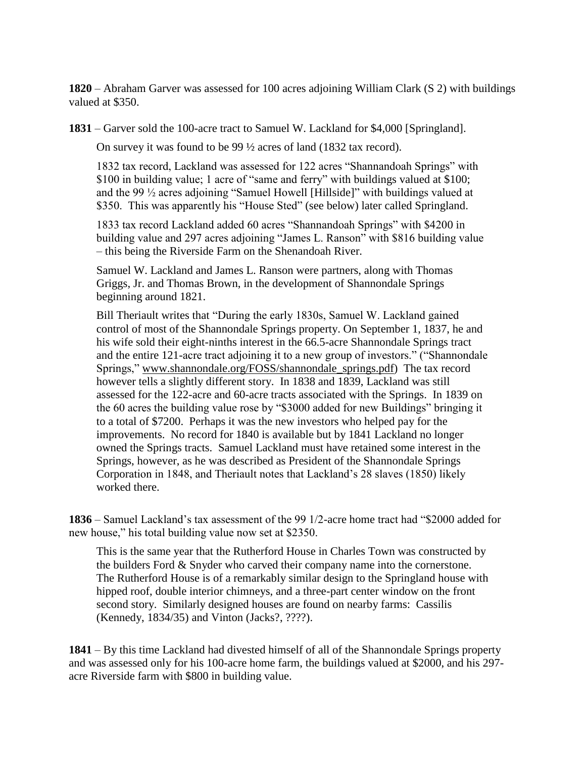**1820** – Abraham Garver was assessed for 100 acres adjoining William Clark (S 2) with buildings valued at $350.

**1831** – Garver sold the 100-acre tract to Samuel W. Lackland for $4,000 [Springland].

On survey it was found to be 99 ½ acres of land (1832 tax record).

1832 tax record, Lackland was assessed for 122 acres "Shannandoah Springs" with $100 in building value; 1 acre of "same and ferry" with buildings valued at $100; and the 99 ½ acres adjoining "Samuel Howell [Hillside]" with buildings valued at $350. This was apparently his "House Sted" (see below) later called Springland.

1833 tax record Lackland added 60 acres "Shannandoah Springs" with $4200 in building value and 297 acres adjoining "James L. Ranson" with $816 building value – this being the Riverside Farm on the Shenandoah River.

Samuel W. Lackland and James L. Ranson were partners, along with Thomas Griggs, Jr. and Thomas Brown, in the development of Shannondale Springs beginning around 1821.

Bill Theriault writes that "During the early 1830s, Samuel W. Lackland gained control of most of the Shannondale Springs property. On September 1, 1837, he and his wife sold their eight-ninths interest in the 66.5-acre Shannondale Springs tract and the entire 121-acre tract adjoining it to a new group of investors." ("Shannondale Springs," www.shannondale.org/FOSS/shannondale_springs.pdf) The tax record however tells a slightly different story. In 1838 and 1839, Lackland was still assessed for the 122-acre and 60-acre tracts associated with the Springs. In 1839 on the 60 acres the building value rose by "$3000 added for new Buildings" bringing it to a total of $7200. Perhaps it was the new investors who helped pay for the improvements. No record for 1840 is available but by 1841 Lackland no longer owned the Springs tracts. Samuel Lackland must have retained some interest in the Springs, however, as he was described as President of the Shannondale Springs Corporation in 1848, and Theriault notes that Lackland's 28 slaves (1850) likely worked there.

**1836** – Samuel Lackland's tax assessment of the 99 1/2-acre home tract had "$2000 added for new house," his total building value now set at $2350.

This is the same year that the Rutherford House in Charles Town was constructed by the builders Ford & Snyder who carved their company name into the cornerstone. The Rutherford House is of a remarkably similar design to the Springland house with hipped roof, double interior chimneys, and a three-part center window on the front second story. Similarly designed houses are found on nearby farms: Cassilis (Kennedy, 1834/35) and Vinton (Jacks?, ????).

**1841** – By this time Lackland had divested himself of all of the Shannondale Springs property and was assessed only for his 100-acre home farm, the buildings valued at $2000, and his 297-acre Riverside farm with $800 in building value.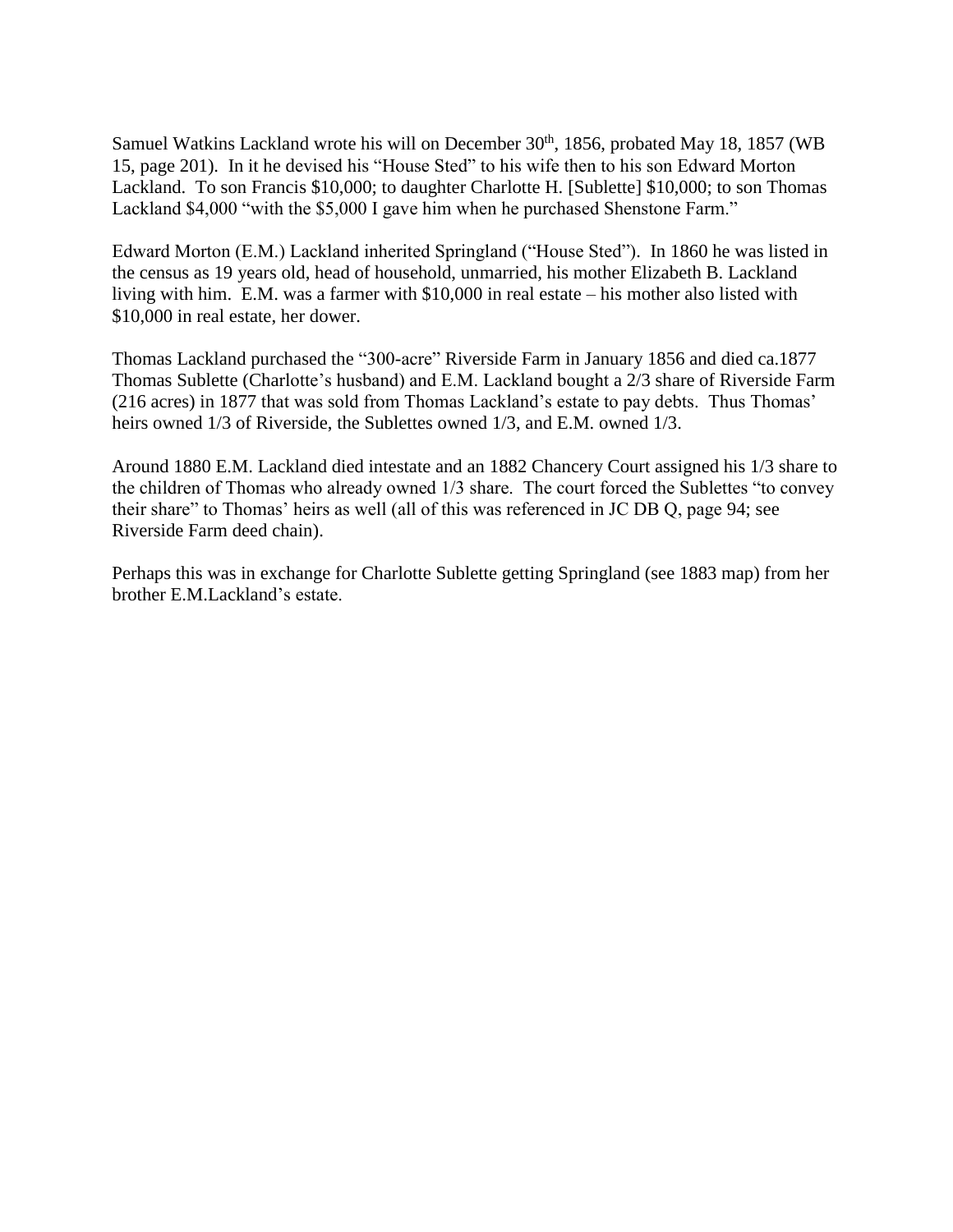Samuel Watkins Lackland wrote his will on December 30th, 1856, probated May 18, 1857 (WB 15, page 201). In it he devised his "House Sted" to his wife then to his son Edward Morton Lackland. To son Francis $10,000; to daughter Charlotte H. [Sublette] $10,000; to son Thomas Lackland $4,000 "with the $5,000 I gave him when he purchased Shenstone Farm."

Edward Morton (E.M.) Lackland inherited Springland ("House Sted"). In 1860 he was listed in the census as 19 years old, head of household, unmarried, his mother Elizabeth B. Lackland living with him. E.M. was a farmer with $10,000 in real estate – his mother also listed with $10,000 in real estate, her dower.

Thomas Lackland purchased the "300-acre" Riverside Farm in January 1856 and died ca.1877 Thomas Sublette (Charlotte's husband) and E.M. Lackland bought a 2/3 share of Riverside Farm (216 acres) in 1877 that was sold from Thomas Lackland's estate to pay debts. Thus Thomas' heirs owned 1/3 of Riverside, the Sublettes owned 1/3, and E.M. owned 1/3.

Around 1880 E.M. Lackland died intestate and an 1882 Chancery Court assigned his 1/3 share to the children of Thomas who already owned 1/3 share. The court forced the Sublettes "to convey their share" to Thomas' heirs as well (all of this was referenced in JC DB Q, page 94; see Riverside Farm deed chain).

Perhaps this was in exchange for Charlotte Sublette getting Springland (see 1883 map) from her brother E.M.Lackland's estate.